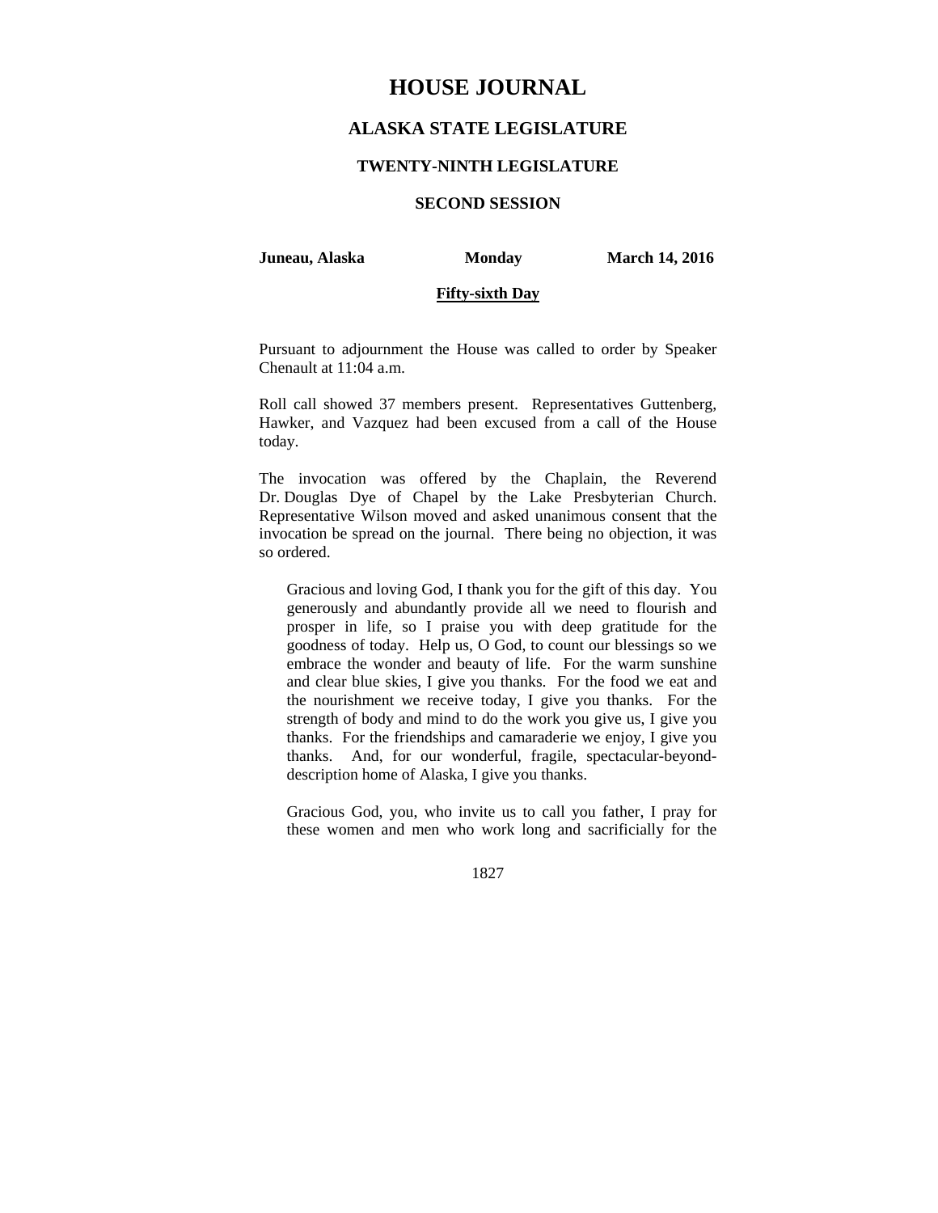# HOUSE JOURNAL

## ALASKA STATE LEGISLATURE

### TWENTY-NINTH LEGISLATURE

### SECOND SESSION

**Juneau, Alaska** **Monday** **March 14, 2016**

**Fifty-sixth Day**

Pursuant to adjournment the House was called to order by Speaker Chenault at 11:04 a.m.

Roll call showed 37 members present. Representatives Guttenberg, Hawker, and Vazquez had been excused from a call of the House today.

The invocation was offered by the Chaplain, the Reverend Dr. Douglas Dye of Chapel by the Lake Presbyterian Church. Representative Wilson moved and asked unanimous consent that the invocation be spread on the journal. There being no objection, it was so ordered.

> Gracious and loving God, I thank you for the gift of this day. You generously and abundantly provide all we need to flourish and prosper in life, so I praise you with deep gratitude for the goodness of today. Help us, O God, to count our blessings so we embrace the wonder and beauty of life. For the warm sunshine and clear blue skies, I give you thanks. For the food we eat and the nourishment we receive today, I give you thanks. For the strength of body and mind to do the work you give us, I give you thanks. For the friendships and camaraderie we enjoy, I give you thanks. And, for our wonderful, fragile, spectacular-beyond-description home of Alaska, I give you thanks.
>
> Gracious God, you, who invite us to call you father, I pray for these women and men who work long and sacrificially for the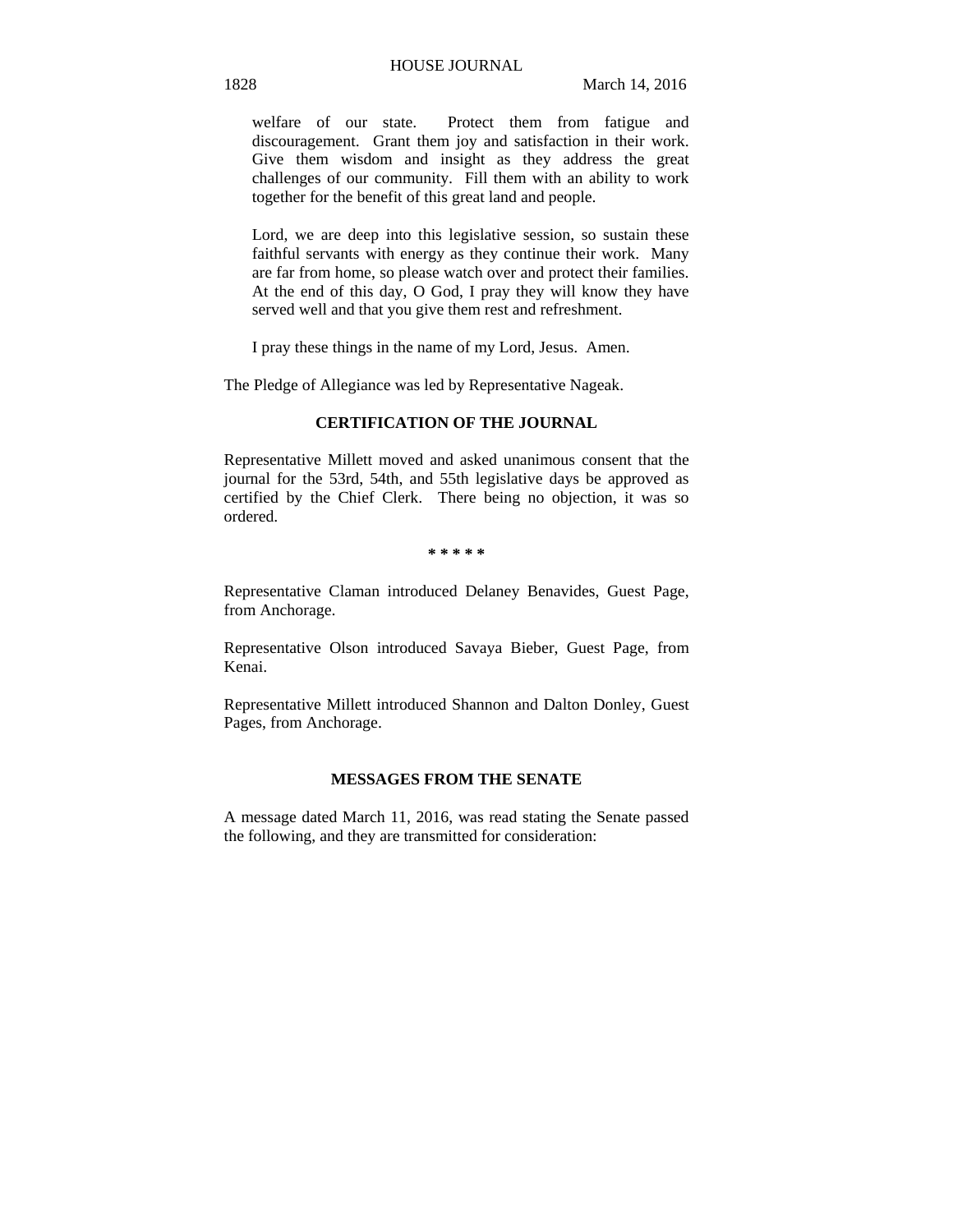welfare of our state. Protect them from fatigue and discouragement. Grant them joy and satisfaction in their work. Give them wisdom and insight as they address the great challenges of our community. Fill them with an ability to work together for the benefit of this great land and people.

Lord, we are deep into this legislative session, so sustain these faithful servants with energy as they continue their work. Many are far from home, so please watch over and protect their families. At the end of this day, O God, I pray they will know they have served well and that you give them rest and refreshment.

I pray these things in the name of my Lord, Jesus. Amen.

The Pledge of Allegiance was led by Representative Nageak.

## CERTIFICATION OF THE JOURNAL

Representative Millett moved and asked unanimous consent that the journal for the 53rd, 54th, and 55th legislative days be approved as certified by the Chief Clerk. There being no objection, it was so ordered.

* * * * *

Representative Claman introduced Delaney Benavides, Guest Page, from Anchorage.

Representative Olson introduced Savaya Bieber, Guest Page, from Kenai.

Representative Millett introduced Shannon and Dalton Donley, Guest Pages, from Anchorage.

## MESSAGES FROM THE SENATE

A message dated March 11, 2016, was read stating the Senate passed the following, and they are transmitted for consideration: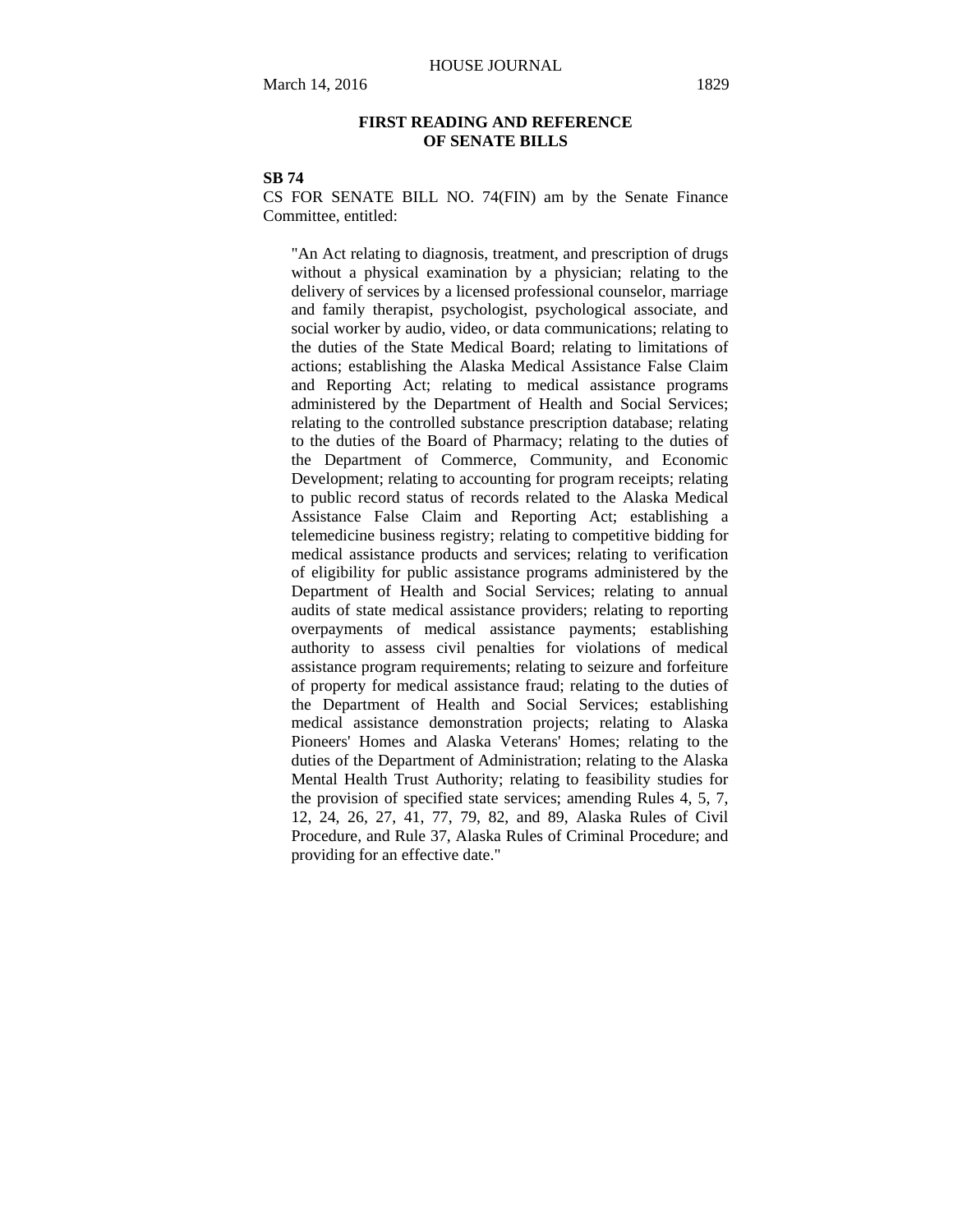## FIRST READING AND REFERENCE OF SENATE BILLS

**SB 74**

CS FOR SENATE BILL NO. 74(FIN) am by the Senate Finance Committee, entitled:

> "An Act relating to diagnosis, treatment, and prescription of drugs without a physical examination by a physician; relating to the delivery of services by a licensed professional counselor, marriage and family therapist, psychologist, psychological associate, and social worker by audio, video, or data communications; relating to the duties of the State Medical Board; relating to limitations of actions; establishing the Alaska Medical Assistance False Claim and Reporting Act; relating to medical assistance programs administered by the Department of Health and Social Services; relating to the controlled substance prescription database; relating to the duties of the Board of Pharmacy; relating to the duties of the Department of Commerce, Community, and Economic Development; relating to accounting for program receipts; relating to public record status of records related to the Alaska Medical Assistance False Claim and Reporting Act; establishing a telemedicine business registry; relating to competitive bidding for medical assistance products and services; relating to verification of eligibility for public assistance programs administered by the Department of Health and Social Services; relating to annual audits of state medical assistance providers; relating to reporting overpayments of medical assistance payments; establishing authority to assess civil penalties for violations of medical assistance program requirements; relating to seizure and forfeiture of property for medical assistance fraud; relating to the duties of the Department of Health and Social Services; establishing medical assistance demonstration projects; relating to Alaska Pioneers' Homes and Alaska Veterans' Homes; relating to the duties of the Department of Administration; relating to the Alaska Mental Health Trust Authority; relating to feasibility studies for the provision of specified state services; amending Rules 4, 5, 7, 12, 24, 26, 27, 41, 77, 79, 82, and 89, Alaska Rules of Civil Procedure, and Rule 37, Alaska Rules of Criminal Procedure; and providing for an effective date."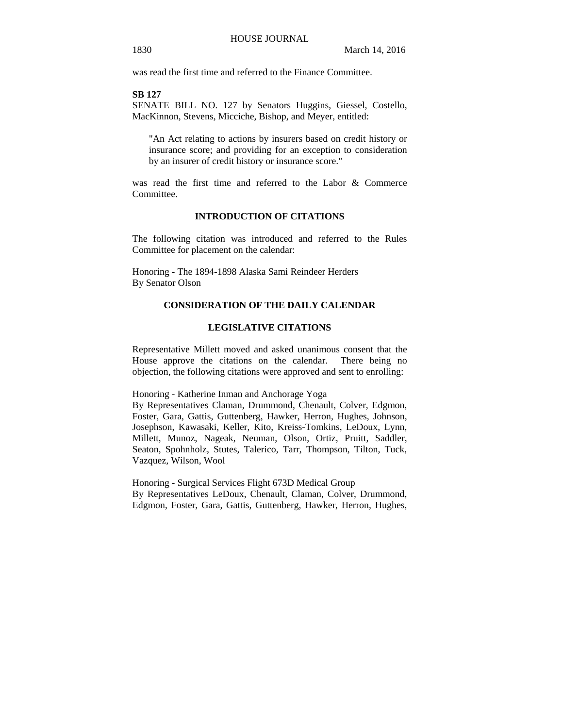was read the first time and referred to the Finance Committee.

**SB 127**

SENATE BILL NO. 127 by Senators Huggins, Giessel, Costello, MacKinnon, Stevens, Micciche, Bishop, and Meyer, entitled:

> "An Act relating to actions by insurers based on credit history or insurance score; and providing for an exception to consideration by an insurer of credit history or insurance score."

was read the first time and referred to the Labor & Commerce Committee.

## INTRODUCTION OF CITATIONS

The following citation was introduced and referred to the Rules Committee for placement on the calendar:

Honoring - The 1894-1898 Alaska Sami Reindeer Herders
By Senator Olson

## CONSIDERATION OF THE DAILY CALENDAR

## LEGISLATIVE CITATIONS

Representative Millett moved and asked unanimous consent that the House approve the citations on the calendar. There being no objection, the following citations were approved and sent to enrolling:

Honoring - Katherine Inman and Anchorage Yoga
By Representatives Claman, Drummond, Chenault, Colver, Edgmon, Foster, Gara, Gattis, Guttenberg, Hawker, Herron, Hughes, Johnson, Josephson, Kawasaki, Keller, Kito, Kreiss-Tomkins, LeDoux, Lynn, Millett, Munoz, Nageak, Neuman, Olson, Ortiz, Pruitt, Saddler, Seaton, Spohnholz, Stutes, Talerico, Tarr, Thompson, Tilton, Tuck, Vazquez, Wilson, Wool

Honoring - Surgical Services Flight 673D Medical Group
By Representatives LeDoux, Chenault, Claman, Colver, Drummond, Edgmon, Foster, Gara, Gattis, Guttenberg, Hawker, Herron, Hughes,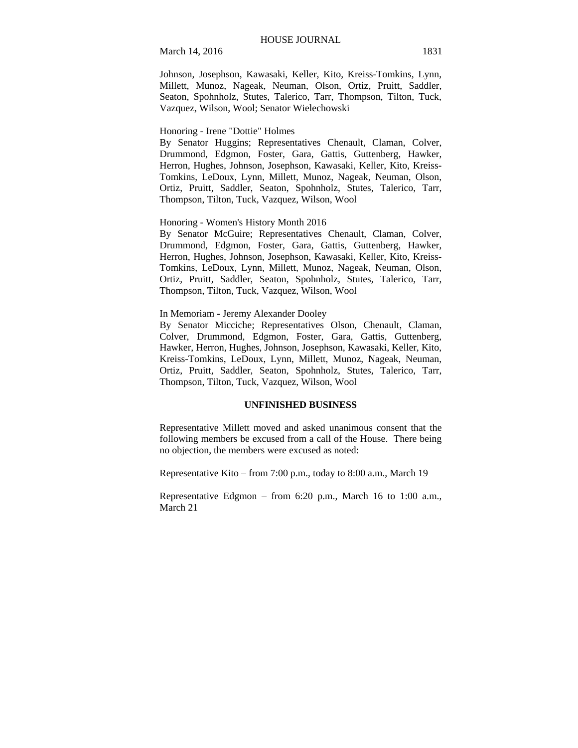Johnson, Josephson, Kawasaki, Keller, Kito, Kreiss-Tomkins, Lynn, Millett, Munoz, Nageak, Neuman, Olson, Ortiz, Pruitt, Saddler, Seaton, Spohnholz, Stutes, Talerico, Tarr, Thompson, Tilton, Tuck, Vazquez, Wilson, Wool; Senator Wielechowski

Honoring - Irene "Dottie" Holmes
By Senator Huggins; Representatives Chenault, Claman, Colver, Drummond, Edgmon, Foster, Gara, Gattis, Guttenberg, Hawker, Herron, Hughes, Johnson, Josephson, Kawasaki, Keller, Kito, Kreiss-Tomkins, LeDoux, Lynn, Millett, Munoz, Nageak, Neuman, Olson, Ortiz, Pruitt, Saddler, Seaton, Spohnholz, Stutes, Talerico, Tarr, Thompson, Tilton, Tuck, Vazquez, Wilson, Wool

Honoring - Women's History Month 2016
By Senator McGuire; Representatives Chenault, Claman, Colver, Drummond, Edgmon, Foster, Gara, Gattis, Guttenberg, Hawker, Herron, Hughes, Johnson, Josephson, Kawasaki, Keller, Kito, Kreiss-Tomkins, LeDoux, Lynn, Millett, Munoz, Nageak, Neuman, Olson, Ortiz, Pruitt, Saddler, Seaton, Spohnholz, Stutes, Talerico, Tarr, Thompson, Tilton, Tuck, Vazquez, Wilson, Wool

In Memoriam - Jeremy Alexander Dooley
By Senator Micciche; Representatives Olson, Chenault, Claman, Colver, Drummond, Edgmon, Foster, Gara, Gattis, Guttenberg, Hawker, Herron, Hughes, Johnson, Josephson, Kawasaki, Keller, Kito, Kreiss-Tomkins, LeDoux, Lynn, Millett, Munoz, Nageak, Neuman, Ortiz, Pruitt, Saddler, Seaton, Spohnholz, Stutes, Talerico, Tarr, Thompson, Tilton, Tuck, Vazquez, Wilson, Wool

**UNFINISHED BUSINESS**

Representative Millett moved and asked unanimous consent that the following members be excused from a call of the House. There being no objection, the members were excused as noted:

Representative Kito – from 7:00 p.m., today to 8:00 a.m., March 19

Representative Edgmon – from 6:20 p.m., March 16 to 1:00 a.m., March 21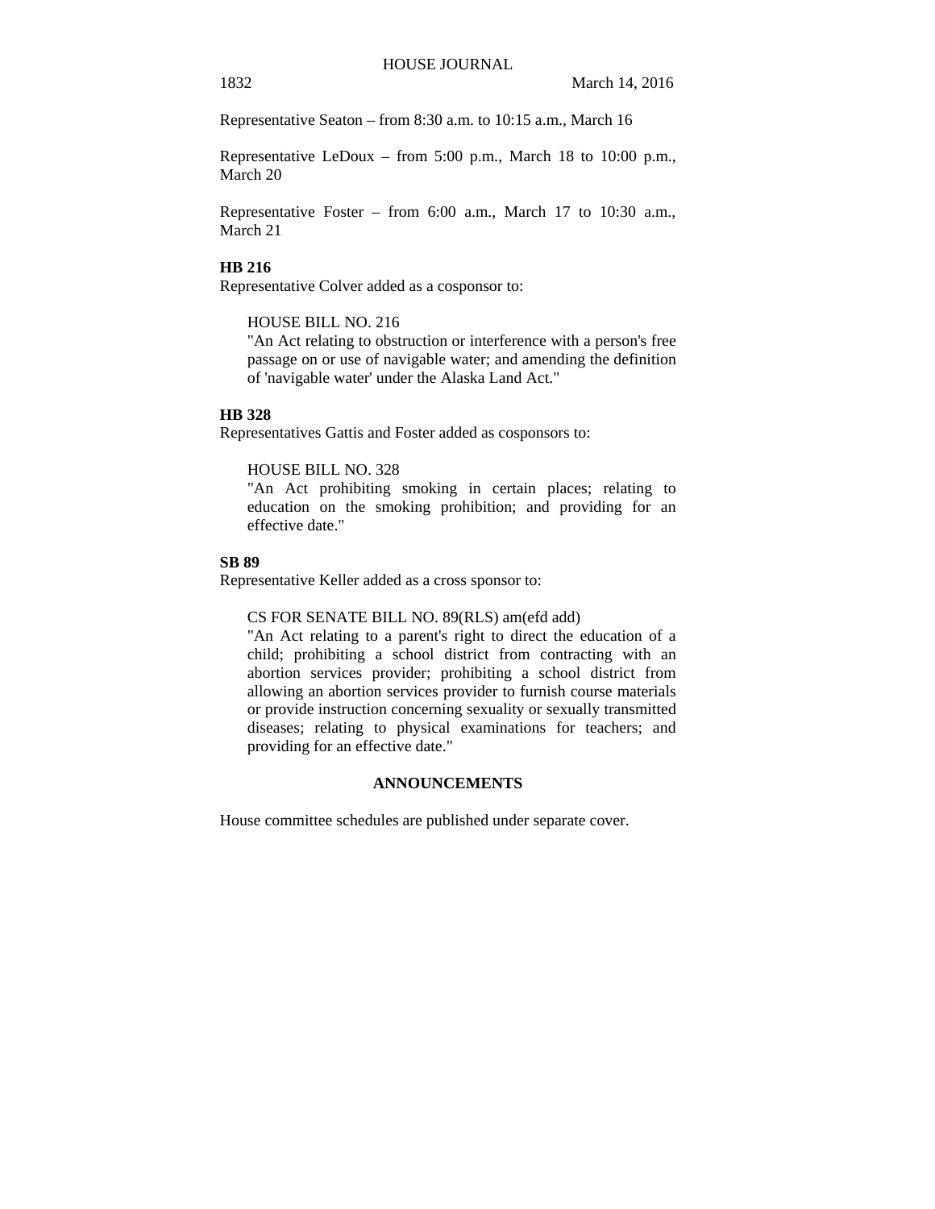Representative Seaton – from 8:30 a.m. to 10:15 a.m., March 16

Representative LeDoux – from 5:00 p.m., March 18 to 10:00 p.m., March 20

Representative Foster – from 6:00 a.m., March 17 to 10:30 a.m., March 21

**HB 216**

Representative Colver added as a cosponsor to:

HOUSE BILL NO. 216
"An Act relating to obstruction or interference with a person's free passage on or use of navigable water; and amending the definition of 'navigable water' under the Alaska Land Act."

**HB 328**

Representatives Gattis and Foster added as cosponsors to:

HOUSE BILL NO. 328
"An Act prohibiting smoking in certain places; relating to education on the smoking prohibition; and providing for an effective date."

**SB 89**

Representative Keller added as a cross sponsor to:

CS FOR SENATE BILL NO. 89(RLS) am(efd add)
"An Act relating to a parent's right to direct the education of a child; prohibiting a school district from contracting with an abortion services provider; prohibiting a school district from allowing an abortion services provider to furnish course materials or provide instruction concerning sexuality or sexually transmitted diseases; relating to physical examinations for teachers; and providing for an effective date."

**ANNOUNCEMENTS**

House committee schedules are published under separate cover.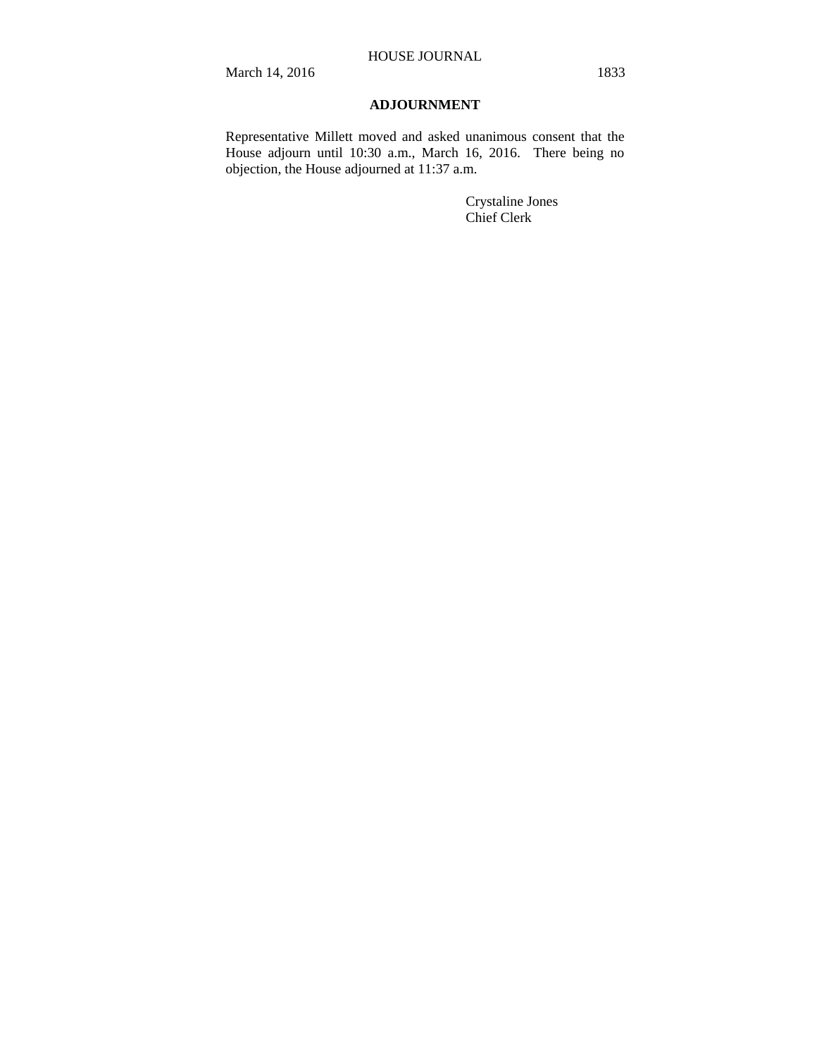## ADJOURNMENT

Representative Millett moved and asked unanimous consent that the House adjourn until 10:30 a.m., March 16, 2016. There being no objection, the House adjourned at 11:37 a.m.

Crystaline Jones
Chief Clerk